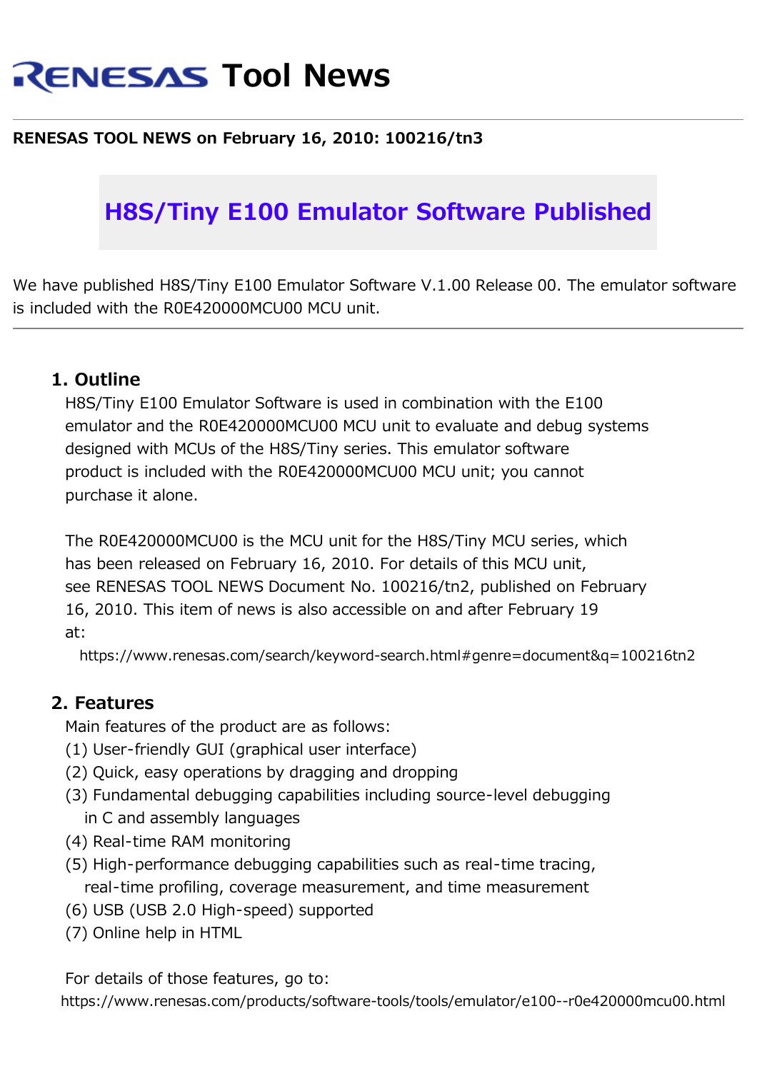# RENESAS Tool News

**RENESAS TOOL NEWS on February 16, 2010: 100216/tn3**

## H8S/Tiny E100 Emulator Software Published

We have published H8S/Tiny E100 Emulator Software V.1.00 Release 00. The emulator software is included with the R0E420000MCU00 MCU unit.

---

### 1. Outline

H8S/Tiny E100 Emulator Software is used in combination with the E100 emulator and the R0E420000MCU00 MCU unit to evaluate and debug systems designed with MCUs of the H8S/Tiny series. This emulator software product is included with the R0E420000MCU00 MCU unit; you cannot purchase it alone.

The R0E420000MCU00 is the MCU unit for the H8S/Tiny MCU series, which has been released on February 16, 2010. For details of this MCU unit, see RENESAS TOOL NEWS Document No. 100216/tn2, published on February 16, 2010. This item of news is also accessible on and after February 19 at:

https://www.renesas.com/search/keyword-search.html#genre=document&q=100216tn2

### 2. Features

Main features of the product are as follows:

(1) User-friendly GUI (graphical user interface)
(2) Quick, easy operations by dragging and dropping
(3) Fundamental debugging capabilities including source-level debugging in C and assembly languages
(4) Real-time RAM monitoring
(5) High-performance debugging capabilities such as real-time tracing, real-time profiling, coverage measurement, and time measurement
(6) USB (USB 2.0 High-speed) supported
(7) Online help in HTML

For details of those features, go to:

https://www.renesas.com/products/software-tools/tools/emulator/e100--r0e420000mcu00.html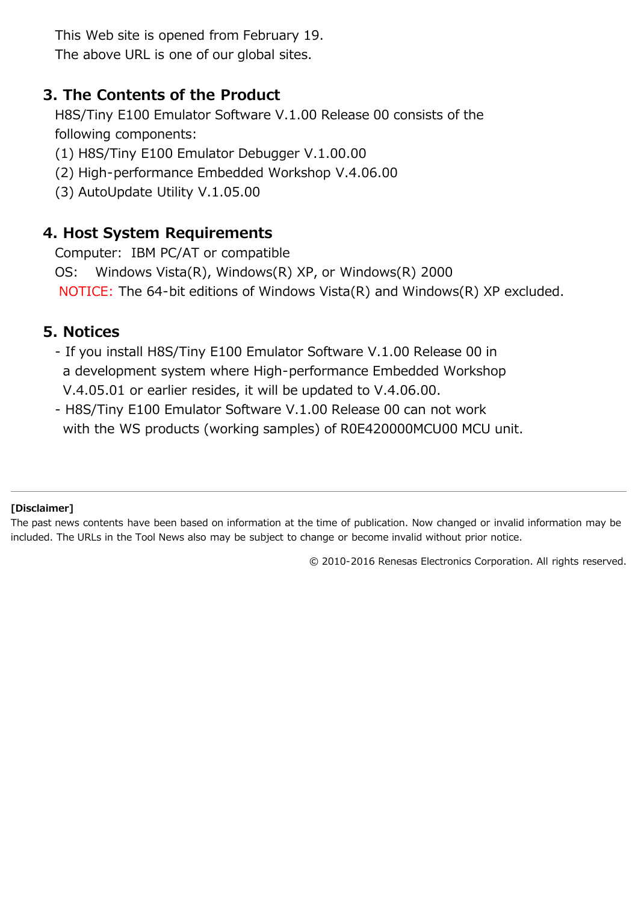This Web site is opened from February 19.
The above URL is one of our global sites.

## 3. The Contents of the Product

H8S/Tiny E100 Emulator Software V.1.00 Release 00 consists of the following components:

(1) H8S/Tiny E100 Emulator Debugger V.1.00.00
(2) High-performance Embedded Workshop V.4.06.00
(3) AutoUpdate Utility V.1.05.00

## 4. Host System Requirements

Computer: IBM PC/AT or compatible
OS: Windows Vista(R), Windows(R) XP, or Windows(R) 2000
NOTICE: The 64-bit editions of Windows Vista(R) and Windows(R) XP excluded.

## 5. Notices

- If you install H8S/Tiny E100 Emulator Software V.1.00 Release 00 in a development system where High-performance Embedded Workshop V.4.05.01 or earlier resides, it will be updated to V.4.06.00.
- H8S/Tiny E100 Emulator Software V.1.00 Release 00 can not work with the WS products (working samples) of R0E420000MCU00 MCU unit.

---

**[Disclaimer]**
The past news contents have been based on information at the time of publication. Now changed or invalid information may be included. The URLs in the Tool News also may be subject to change or become invalid without prior notice.

© 2010-2016 Renesas Electronics Corporation. All rights reserved.